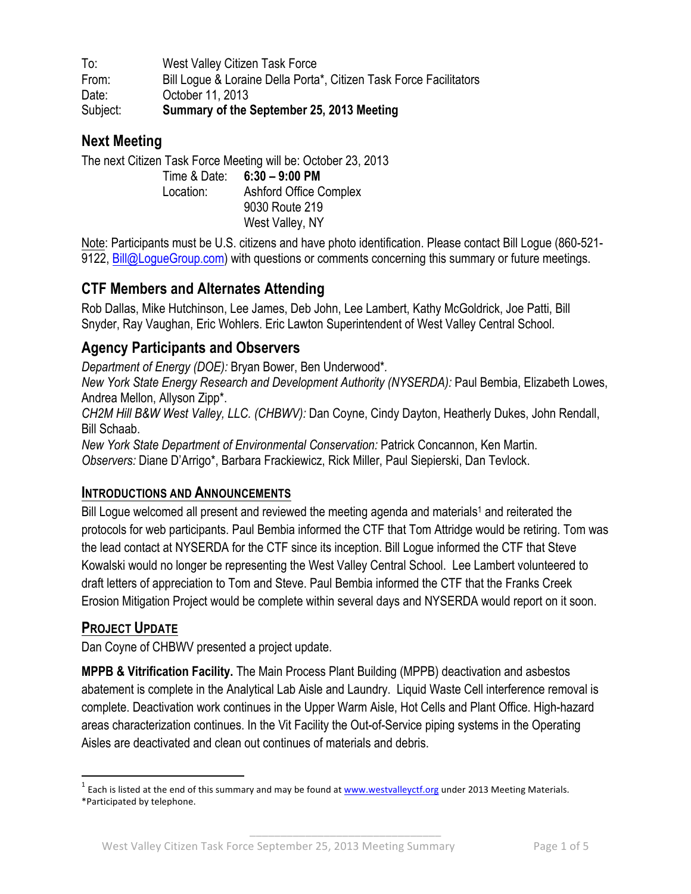To: West Valley Citizen Task Force
From: Bill Logue & Loraine Della Porta*, Citizen Task Force Facilitators
Date: October 11, 2013
Subject: **Summary of the September 25, 2013 Meeting**

## Next Meeting

The next Citizen Task Force Meeting will be: October 23, 2013

Time & Date: **6:30 – 9:00 PM**
Location: Ashford Office Complex
9030 Route 219
West Valley, NY

Note: Participants must be U.S. citizens and have photo identification. Please contact Bill Logue (860-521-9122, Bill@LogueGroup.com) with questions or comments concerning this summary or future meetings.

## CTF Members and Alternates Attending

Rob Dallas, Mike Hutchinson, Lee James, Deb John, Lee Lambert, Kathy McGoldrick, Joe Patti, Bill Snyder, Ray Vaughan, Eric Wohlers. Eric Lawton Superintendent of West Valley Central School.

## Agency Participants and Observers

*Department of Energy (DOE):* Bryan Bower, Ben Underwood*.
*New York State Energy Research and Development Authority (NYSERDA):* Paul Bembia, Elizabeth Lowes, Andrea Mellon, Allyson Zipp*.
*CH2M Hill B&W West Valley, LLC. (CHBWV):* Dan Coyne, Cindy Dayton, Heatherly Dukes, John Rendall, Bill Schaab.
*New York State Department of Environmental Conservation:* Patrick Concannon, Ken Martin.
*Observers:* Diane D'Arrigo*, Barbara Frackiewicz, Rick Miller, Paul Siepierski, Dan Tevlock.

### INTRODUCTIONS AND ANNOUNCEMENTS

Bill Logue welcomed all present and reviewed the meeting agenda and materials[1] and reiterated the protocols for web participants. Paul Bembia informed the CTF that Tom Attridge would be retiring. Tom was the lead contact at NYSERDA for the CTF since its inception. Bill Logue informed the CTF that Steve Kowalski would no longer be representing the West Valley Central School. Lee Lambert volunteered to draft letters of appreciation to Tom and Steve. Paul Bembia informed the CTF that the Franks Creek Erosion Mitigation Project would be complete within several days and NYSERDA would report on it soon.

### PROJECT UPDATE

Dan Coyne of CHBWV presented a project update.

**MPPB & Vitrification Facility.** The Main Process Plant Building (MPPB) deactivation and asbestos abatement is complete in the Analytical Lab Aisle and Laundry. Liquid Waste Cell interference removal is complete. Deactivation work continues in the Upper Warm Aisle, Hot Cells and Plant Office. High-hazard areas characterization continues. In the Vit Facility the Out-of-Service piping systems in the Operating Aisles are deactivated and clean out continues of materials and debris.

---

[1] Each is listed at the end of this summary and may be found at www.westvalleyctf.org under 2013 Meeting Materials.
*Participated by telephone.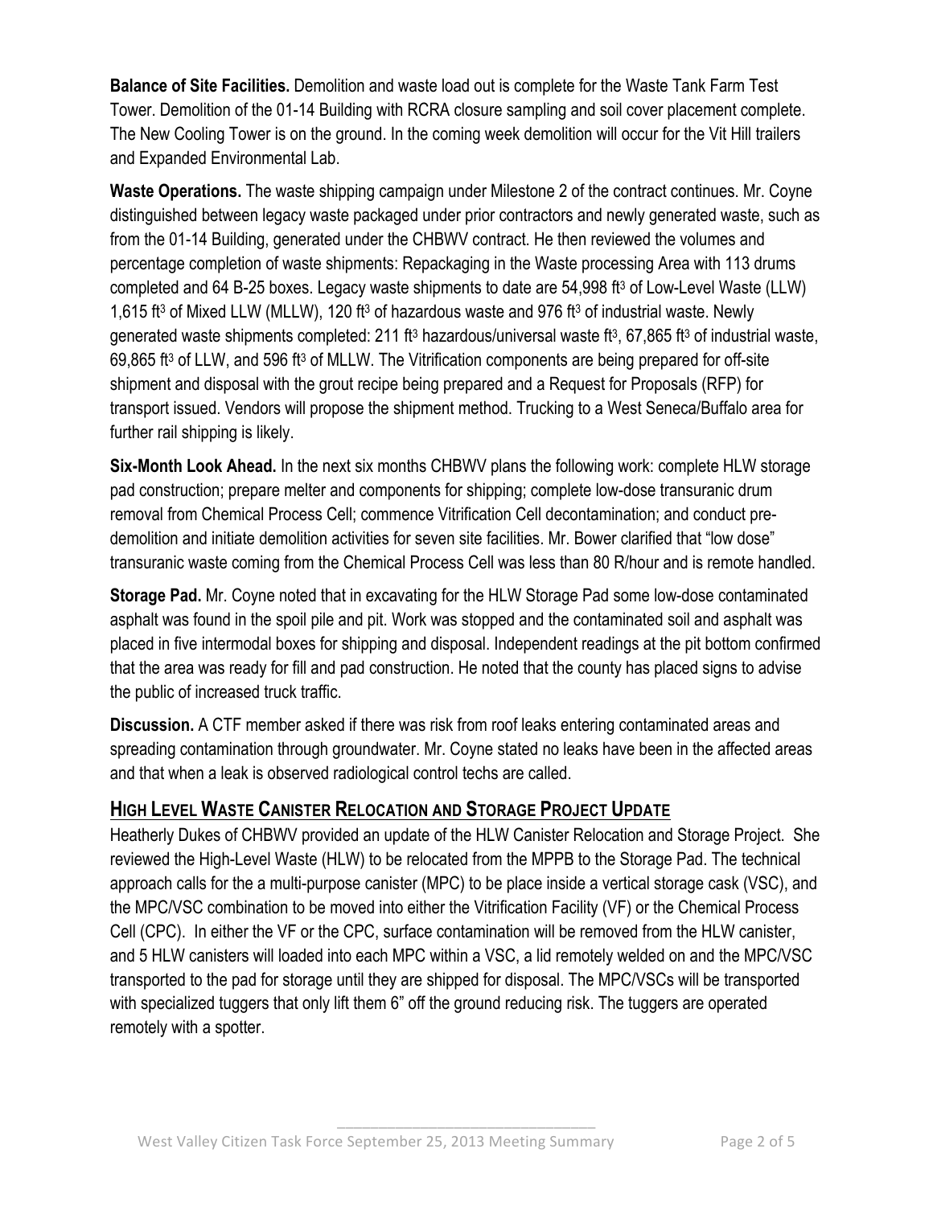**Balance of Site Facilities.** Demolition and waste load out is complete for the Waste Tank Farm Test Tower. Demolition of the 01-14 Building with RCRA closure sampling and soil cover placement complete. The New Cooling Tower is on the ground. In the coming week demolition will occur for the Vit Hill trailers and Expanded Environmental Lab.

**Waste Operations.** The waste shipping campaign under Milestone 2 of the contract continues. Mr. Coyne distinguished between legacy waste packaged under prior contractors and newly generated waste, such as from the 01-14 Building, generated under the CHBWV contract. He then reviewed the volumes and percentage completion of waste shipments: Repackaging in the Waste processing Area with 113 drums completed and 64 B-25 boxes. Legacy waste shipments to date are 54,998 $ft^3$ of Low-Level Waste (LLW) 1,615 $ft^3$ of Mixed LLW (MLLW), 120 $ft^3$ of hazardous waste and 976 $ft^3$ of industrial waste. Newly generated waste shipments completed: 211 $ft^3$ hazardous/universal waste $ft^3$, 67,865 $ft^3$ of industrial waste, 69,865 $ft^3$ of LLW, and 596 $ft^3$ of MLLW. The Vitrification components are being prepared for off-site shipment and disposal with the grout recipe being prepared and a Request for Proposals (RFP) for transport issued. Vendors will propose the shipment method. Trucking to a West Seneca/Buffalo area for further rail shipping is likely.

**Six-Month Look Ahead.** In the next six months CHBWV plans the following work: complete HLW storage pad construction; prepare melter and components for shipping; complete low-dose transuranic drum removal from Chemical Process Cell; commence Vitrification Cell decontamination; and conduct pre-demolition and initiate demolition activities for seven site facilities. Mr. Bower clarified that "low dose" transuranic waste coming from the Chemical Process Cell was less than 80 R/hour and is remote handled.

**Storage Pad.** Mr. Coyne noted that in excavating for the HLW Storage Pad some low-dose contaminated asphalt was found in the spoil pile and pit. Work was stopped and the contaminated soil and asphalt was placed in five intermodal boxes for shipping and disposal. Independent readings at the pit bottom confirmed that the area was ready for fill and pad construction. He noted that the county has placed signs to advise the public of increased truck traffic.

**Discussion.** A CTF member asked if there was risk from roof leaks entering contaminated areas and spreading contamination through groundwater. Mr. Coyne stated no leaks have been in the affected areas and that when a leak is observed radiological control techs are called.

## High Level Waste Canister Relocation and Storage Project Update

Heatherly Dukes of CHBWV provided an update of the HLW Canister Relocation and Storage Project. She reviewed the High-Level Waste (HLW) to be relocated from the MPPB to the Storage Pad. The technical approach calls for the a multi-purpose canister (MPC) to be place inside a vertical storage cask (VSC), and the MPC/VSC combination to be moved into either the Vitrification Facility (VF) or the Chemical Process Cell (CPC). In either the VF or the CPC, surface contamination will be removed from the HLW canister, and 5 HLW canisters will loaded into each MPC within a VSC, a lid remotely welded on and the MPC/VSC transported to the pad for storage until they are shipped for disposal. The MPC/VSCs will be transported with specialized tuggers that only lift them 6" off the ground reducing risk. The tuggers are operated remotely with a spotter.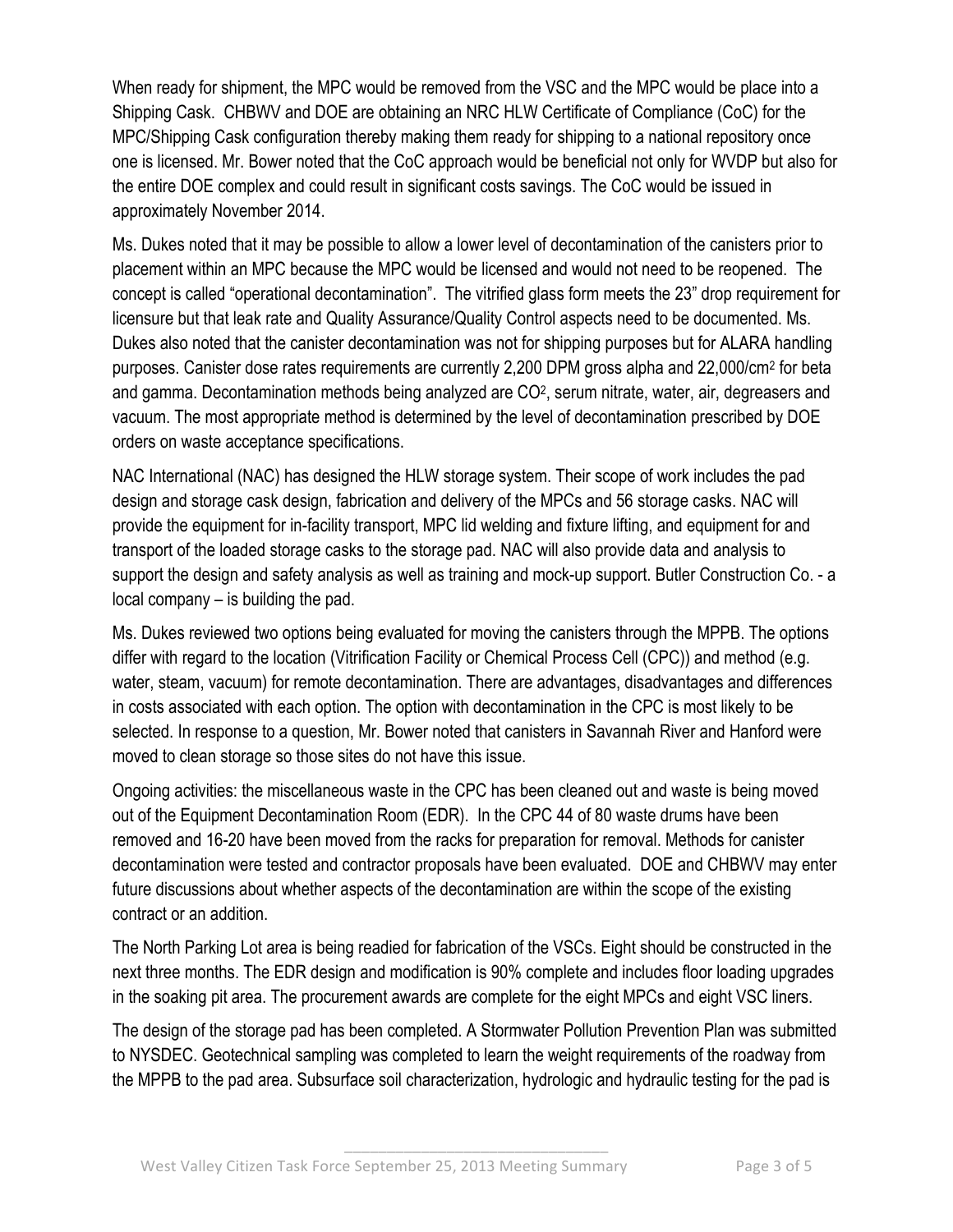When ready for shipment, the MPC would be removed from the VSC and the MPC would be place into a Shipping Cask. CHBWV and DOE are obtaining an NRC HLW Certificate of Compliance (CoC) for the MPC/Shipping Cask configuration thereby making them ready for shipping to a national repository once one is licensed. Mr. Bower noted that the CoC approach would be beneficial not only for WVDP but also for the entire DOE complex and could result in significant costs savings. The CoC would be issued in approximately November 2014.

Ms. Dukes noted that it may be possible to allow a lower level of decontamination of the canisters prior to placement within an MPC because the MPC would be licensed and would not need to be reopened. The concept is called "operational decontamination". The vitrified glass form meets the 23" drop requirement for licensure but that leak rate and Quality Assurance/Quality Control aspects need to be documented. Ms. Dukes also noted that the canister decontamination was not for shipping purposes but for ALARA handling purposes. Canister dose rates requirements are currently 2,200 DPM gross alpha and 22,000/$cm^2$ for beta and gamma. Decontamination methods being analyzed are $CO^2$, serum nitrate, water, air, degreasers and vacuum. The most appropriate method is determined by the level of decontamination prescribed by DOE orders on waste acceptance specifications.

NAC International (NAC) has designed the HLW storage system. Their scope of work includes the pad design and storage cask design, fabrication and delivery of the MPCs and 56 storage casks. NAC will provide the equipment for in-facility transport, MPC lid welding and fixture lifting, and equipment for and transport of the loaded storage casks to the storage pad. NAC will also provide data and analysis to support the design and safety analysis as well as training and mock-up support. Butler Construction Co. - a local company – is building the pad.

Ms. Dukes reviewed two options being evaluated for moving the canisters through the MPPB. The options differ with regard to the location (Vitrification Facility or Chemical Process Cell (CPC)) and method (e.g. water, steam, vacuum) for remote decontamination. There are advantages, disadvantages and differences in costs associated with each option. The option with decontamination in the CPC is most likely to be selected. In response to a question, Mr. Bower noted that canisters in Savannah River and Hanford were moved to clean storage so those sites do not have this issue.

Ongoing activities: the miscellaneous waste in the CPC has been cleaned out and waste is being moved out of the Equipment Decontamination Room (EDR). In the CPC 44 of 80 waste drums have been removed and 16-20 have been moved from the racks for preparation for removal. Methods for canister decontamination were tested and contractor proposals have been evaluated. DOE and CHBWV may enter future discussions about whether aspects of the decontamination are within the scope of the existing contract or an addition.

The North Parking Lot area is being readied for fabrication of the VSCs. Eight should be constructed in the next three months. The EDR design and modification is 90% complete and includes floor loading upgrades in the soaking pit area. The procurement awards are complete for the eight MPCs and eight VSC liners.

The design of the storage pad has been completed. A Stormwater Pollution Prevention Plan was submitted to NYSDEC. Geotechnical sampling was completed to learn the weight requirements of the roadway from the MPPB to the pad area. Subsurface soil characterization, hydrologic and hydraulic testing for the pad is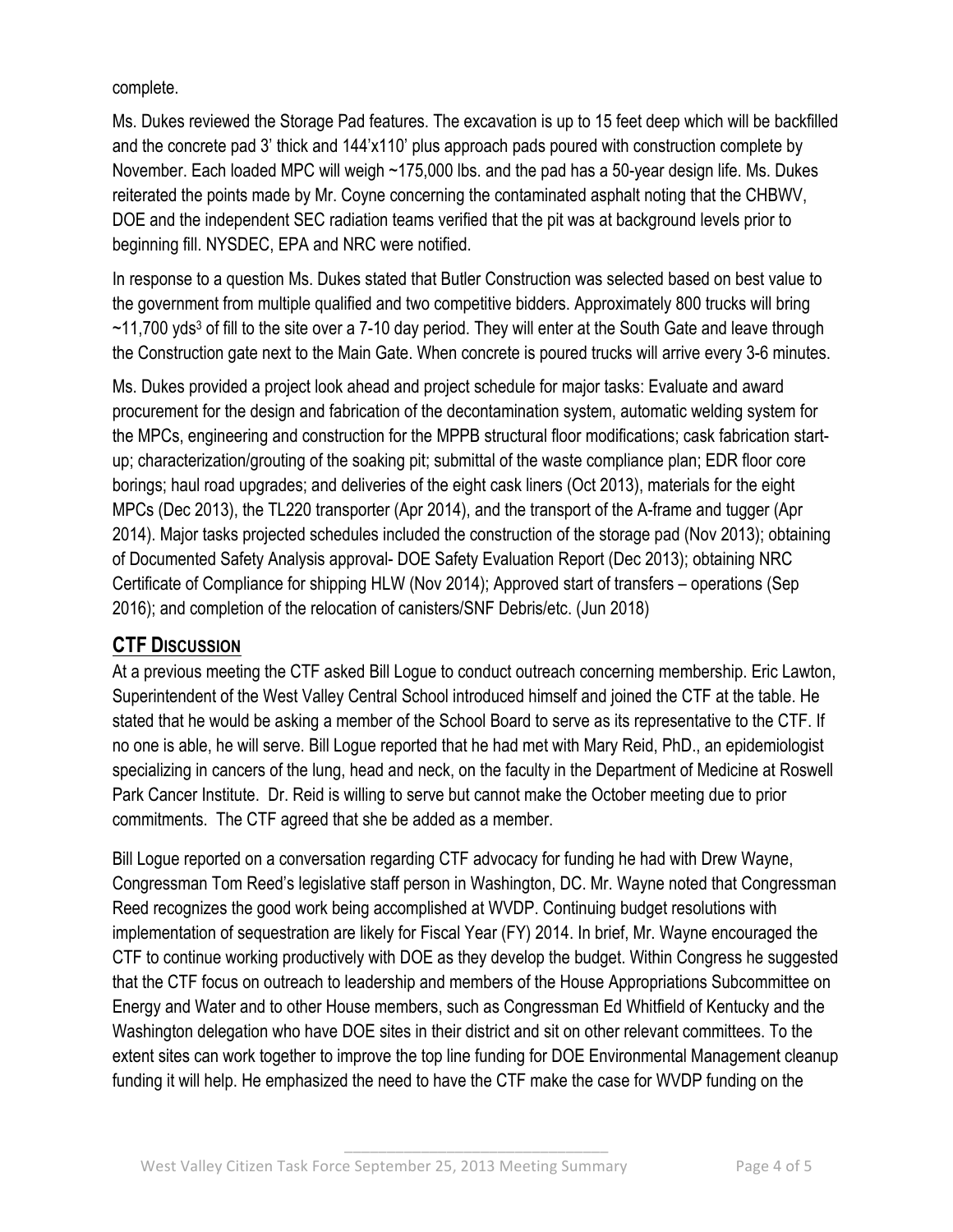complete.

Ms. Dukes reviewed the Storage Pad features. The excavation is up to 15 feet deep which will be backfilled and the concrete pad 3' thick and 144'x110' plus approach pads poured with construction complete by November. Each loaded MPC will weigh ~175,000 lbs. and the pad has a 50-year design life. Ms. Dukes reiterated the points made by Mr. Coyne concerning the contaminated asphalt noting that the CHBWV, DOE and the independent SEC radiation teams verified that the pit was at background levels prior to beginning fill. NYSDEC, EPA and NRC were notified.

In response to a question Ms. Dukes stated that Butler Construction was selected based on best value to the government from multiple qualified and two competitive bidders. Approximately 800 trucks will bring ~11,700 yds$^3$ of fill to the site over a 7-10 day period. They will enter at the South Gate and leave through the Construction gate next to the Main Gate. When concrete is poured trucks will arrive every 3-6 minutes.

Ms. Dukes provided a project look ahead and project schedule for major tasks: Evaluate and award procurement for the design and fabrication of the decontamination system, automatic welding system for the MPCs, engineering and construction for the MPPB structural floor modifications; cask fabrication start-up; characterization/grouting of the soaking pit; submittal of the waste compliance plan; EDR floor core borings; haul road upgrades; and deliveries of the eight cask liners (Oct 2013), materials for the eight MPCs (Dec 2013), the TL220 transporter (Apr 2014), and the transport of the A-frame and tugger (Apr 2014). Major tasks projected schedules included the construction of the storage pad (Nov 2013); obtaining of Documented Safety Analysis approval- DOE Safety Evaluation Report (Dec 2013); obtaining NRC Certificate of Compliance for shipping HLW (Nov 2014); Approved start of transfers – operations (Sep 2016); and completion of the relocation of canisters/SNF Debris/etc. (Jun 2018)

## CTF Discussion

At a previous meeting the CTF asked Bill Logue to conduct outreach concerning membership. Eric Lawton, Superintendent of the West Valley Central School introduced himself and joined the CTF at the table. He stated that he would be asking a member of the School Board to serve as its representative to the CTF. If no one is able, he will serve. Bill Logue reported that he had met with Mary Reid, PhD., an epidemiologist specializing in cancers of the lung, head and neck, on the faculty in the Department of Medicine at Roswell Park Cancer Institute. Dr. Reid is willing to serve but cannot make the October meeting due to prior commitments. The CTF agreed that she be added as a member.

Bill Logue reported on a conversation regarding CTF advocacy for funding he had with Drew Wayne, Congressman Tom Reed's legislative staff person in Washington, DC. Mr. Wayne noted that Congressman Reed recognizes the good work being accomplished at WVDP. Continuing budget resolutions with implementation of sequestration are likely for Fiscal Year (FY) 2014. In brief, Mr. Wayne encouraged the CTF to continue working productively with DOE as they develop the budget. Within Congress he suggested that the CTF focus on outreach to leadership and members of the House Appropriations Subcommittee on Energy and Water and to other House members, such as Congressman Ed Whitfield of Kentucky and the Washington delegation who have DOE sites in their district and sit on other relevant committees. To the extent sites can work together to improve the top line funding for DOE Environmental Management cleanup funding it will help. He emphasized the need to have the CTF make the case for WVDP funding on the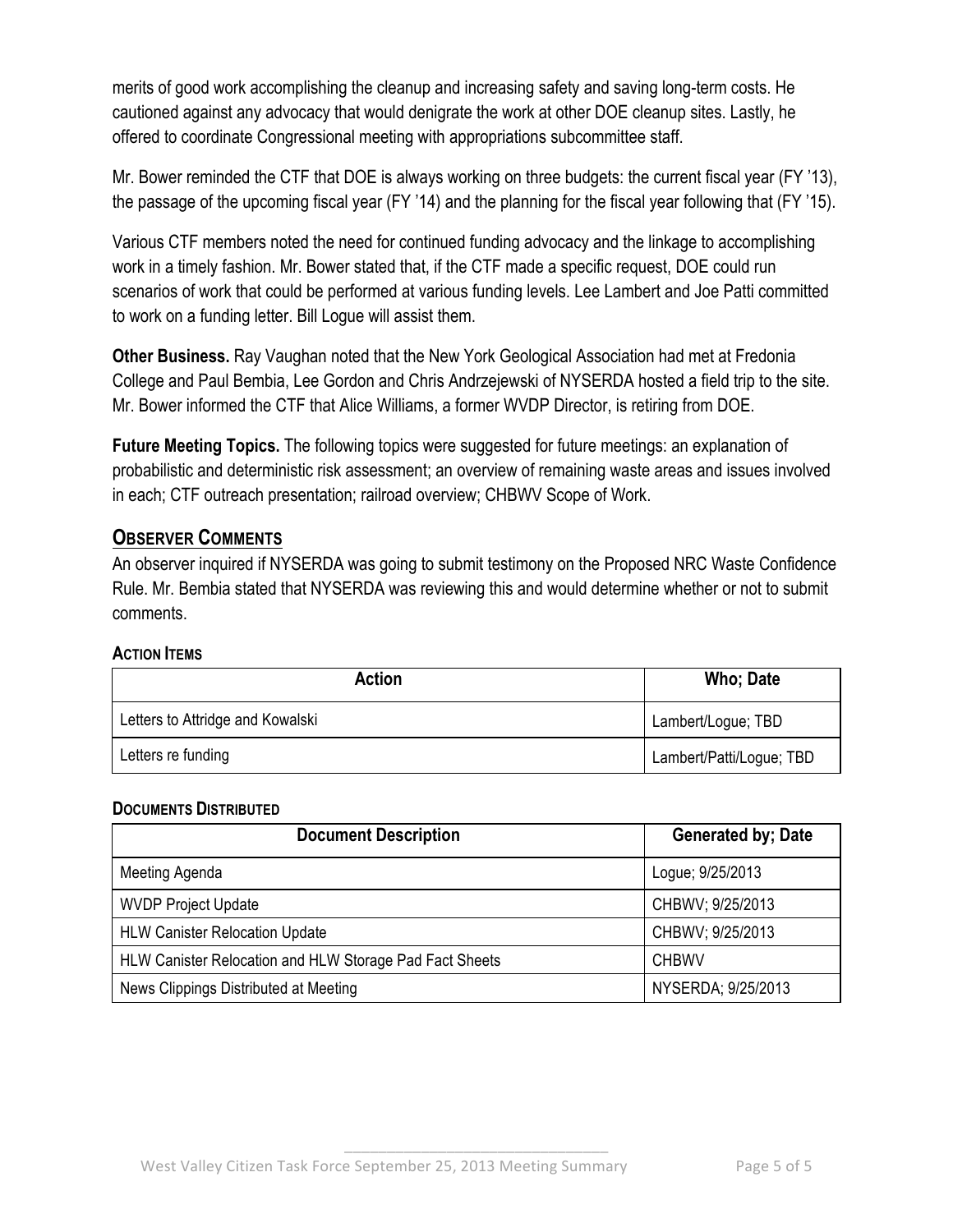merits of good work accomplishing the cleanup and increasing safety and saving long-term costs. He cautioned against any advocacy that would denigrate the work at other DOE cleanup sites. Lastly, he offered to coordinate Congressional meeting with appropriations subcommittee staff.

Mr. Bower reminded the CTF that DOE is always working on three budgets: the current fiscal year (FY '13), the passage of the upcoming fiscal year (FY '14) and the planning for the fiscal year following that (FY '15).

Various CTF members noted the need for continued funding advocacy and the linkage to accomplishing work in a timely fashion. Mr. Bower stated that, if the CTF made a specific request, DOE could run scenarios of work that could be performed at various funding levels. Lee Lambert and Joe Patti committed to work on a funding letter. Bill Logue will assist them.

**Other Business.** Ray Vaughan noted that the New York Geological Association had met at Fredonia College and Paul Bembia, Lee Gordon and Chris Andrzejewski of NYSERDA hosted a field trip to the site. Mr. Bower informed the CTF that Alice Williams, a former WVDP Director, is retiring from DOE.

**Future Meeting Topics.** The following topics were suggested for future meetings: an explanation of probabilistic and deterministic risk assessment; an overview of remaining waste areas and issues involved in each; CTF outreach presentation; railroad overview; CHBWV Scope of Work.

## OBSERVER COMMENTS

An observer inquired if NYSERDA was going to submit testimony on the Proposed NRC Waste Confidence Rule. Mr. Bembia stated that NYSERDA was reviewing this and would determine whether or not to submit comments.

### ACTION ITEMS

| Action | Who; Date |
|---|---|
| Letters to Attridge and Kowalski | Lambert/Logue; TBD |
| Letters re funding | Lambert/Patti/Logue; TBD |

### DOCUMENTS DISTRIBUTED

| Document Description | Generated by; Date |
|---|---|
| Meeting Agenda | Logue; 9/25/2013 |
| WVDP Project Update | CHBWV; 9/25/2013 |
| HLW Canister Relocation Update | CHBWV; 9/25/2013 |
| HLW Canister Relocation and HLW Storage Pad Fact Sheets | CHBWV |
| News Clippings Distributed at Meeting | NYSERDA; 9/25/2013 |